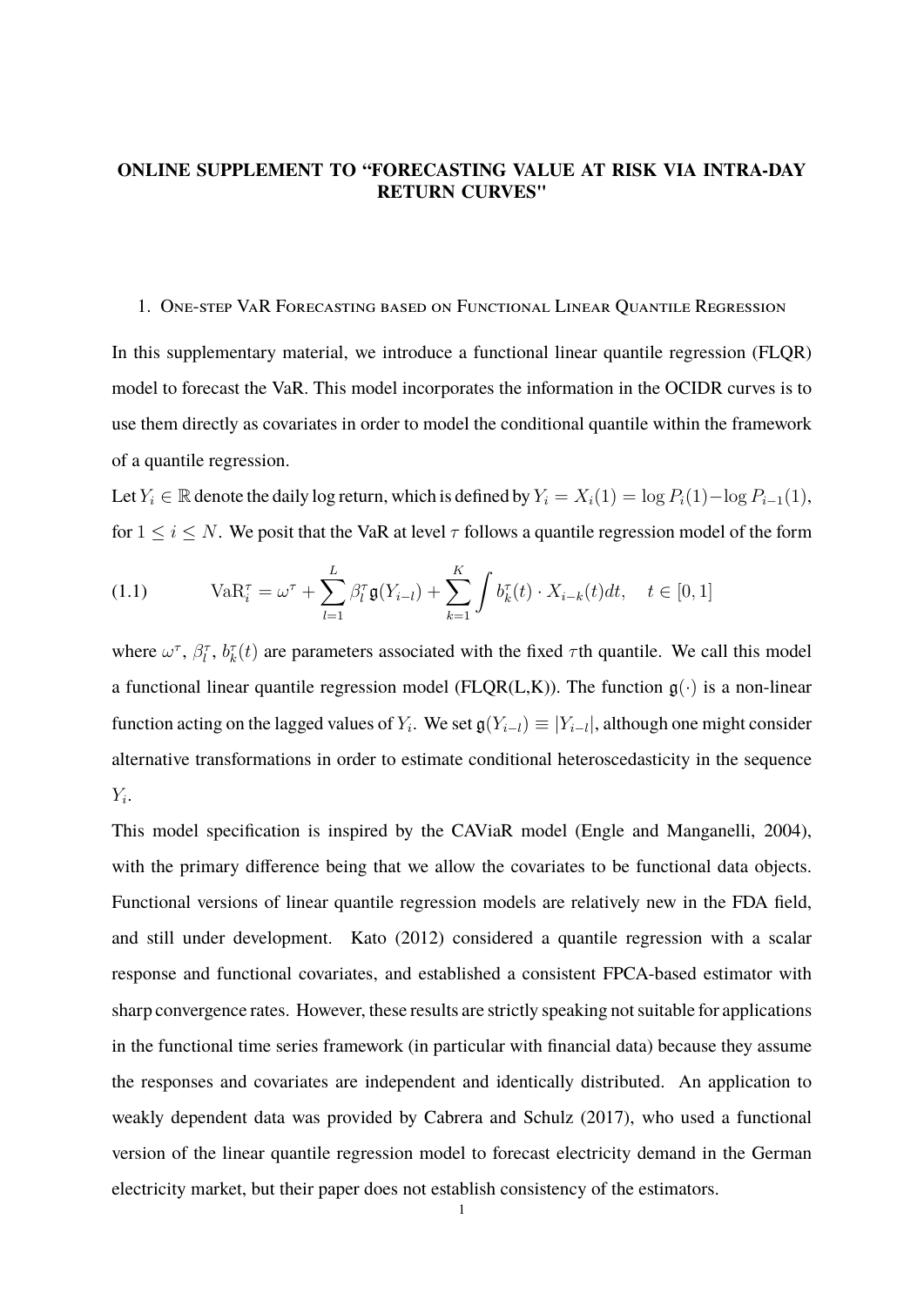# ONLINE SUPPLEMENT TO "FORECASTING VALUE AT RISK VIA INTRA-DAY RETURN CURVES"

## 1. One-step VaR Forecasting based on Functional Linear Quantile Regression

In this supplementary material, we introduce a functional linear quantile regression (FLQR) model to forecast the VaR. This model incorporates the information in the OCIDR curves is to use them directly as covariates in order to model the conditional quantile within the framework of a quantile regression.

Let $Y_i \in \mathbb{R}$ denote the daily log return, which is defined by $Y_i = X_i(1) = \log P_i(1) - \log P_{i-1}(1)$, for $1 \leq i \leq N$. We posit that the VaR at level $\tau$ follows a quantile regression model of the form

$$\text{VaR}_i^\tau = \omega^\tau + \sum_{l=1}^{L} \beta_l^\tau \mathfrak{g}(Y_{i-l}) + \sum_{k=1}^{K} \int b_k^\tau(t) \cdot X_{i-k}(t)dt, \quad t \in [0,1] \tag{1.1}$$

where $\omega^\tau$, $\beta_l^\tau$, $b_k^\tau(t)$ are parameters associated with the fixed $\tau$th quantile. We call this model a functional linear quantile regression model (FLQR(L,K)). The function $\mathfrak{g}(\cdot)$ is a non-linear function acting on the lagged values of $Y_i$. We set $\mathfrak{g}(Y_{i-l}) \equiv |Y_{i-l}|$, although one might consider alternative transformations in order to estimate conditional heteroscedasticity in the sequence $Y_i$.

This model specification is inspired by the CAViaR model (Engle and Manganelli, 2004), with the primary difference being that we allow the covariates to be functional data objects. Functional versions of linear quantile regression models are relatively new in the FDA field, and still under development. Kato (2012) considered a quantile regression with a scalar response and functional covariates, and established a consistent FPCA-based estimator with sharp convergence rates. However, these results are strictly speaking not suitable for applications in the functional time series framework (in particular with financial data) because they assume the responses and covariates are independent and identically distributed. An application to weakly dependent data was provided by Cabrera and Schulz (2017), who used a functional version of the linear quantile regression model to forecast electricity demand in the German electricity market, but their paper does not establish consistency of the estimators.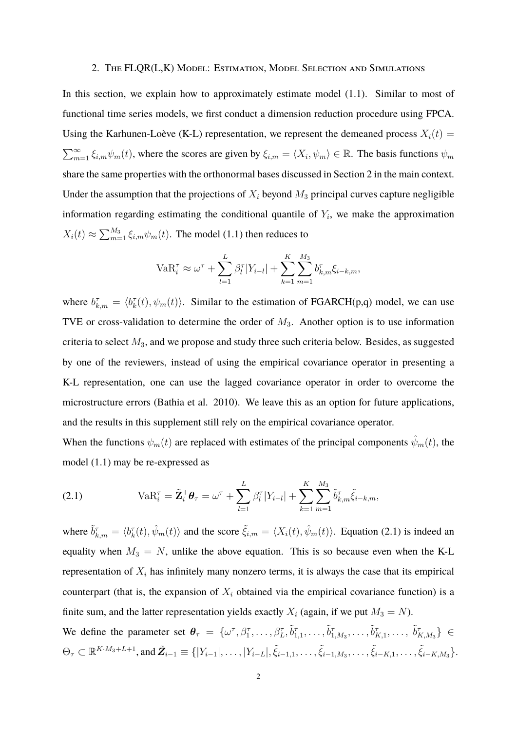## 2. The FLQR(L,K) Model: Estimation, Model Selection and Simulations

In this section, we explain how to approximately estimate model (1.1). Similar to most of functional time series models, we first conduct a dimension reduction procedure using FPCA. Using the Karhunen-Loève (K-L) representation, we represent the demeaned process $X_i(t) = \sum_{m=1}^{\infty} \xi_{i,m}\psi_m(t)$, where the scores are given by $\xi_{i,m} = \langle X_i, \psi_m \rangle \in \mathbb{R}$. The basis functions $\psi_m$ share the same properties with the orthonormal bases discussed in Section 2 in the main context. Under the assumption that the projections of $X_i$ beyond $M_3$ principal curves capture negligible information regarding estimating the conditional quantile of $Y_i$, we make the approximation $X_i(t) \approx \sum_{m=1}^{M_3} \xi_{i,m}\psi_m(t)$. The model (1.1) then reduces to

$$\mathrm{VaR}_i^{\tau} \approx \omega^{\tau} + \sum_{l=1}^{L} \beta_l^{\tau}|Y_{i-l}| + \sum_{k=1}^{K}\sum_{m=1}^{M_3} b_{k,m}^{\tau}\xi_{i-k,m},$$

where $b_{k,m}^{\tau} = \langle b_k^{\tau}(t), \psi_m(t) \rangle$. Similar to the estimation of FGARCH(p,q) model, we can use TVE or cross-validation to determine the order of $M_3$. Another option is to use information criteria to select $M_3$, and we propose and study three such criteria below. Besides, as suggested by one of the reviewers, instead of using the empirical covariance operator in presenting a K-L representation, one can use the lagged covariance operator in order to overcome the microstructure errors (Bathia et al. 2010). We leave this as an option for future applications, and the results in this supplement still rely on the empirical covariance operator.

When the functions $\psi_m(t)$ are replaced with estimates of the principal components $\hat{\psi}_m(t)$, the model (1.1) may be re-expressed as

$$\mathrm{VaR}_i^{\tau} = \tilde{\mathbf{Z}}_i^{\top}\boldsymbol{\theta}_{\tau} = \omega^{\tau} + \sum_{l=1}^{L} \beta_l^{\tau}|Y_{i-l}| + \sum_{k=1}^{K}\sum_{m=1}^{M_3} \tilde{b}_{k,m}^{\tau}\tilde{\xi}_{i-k,m}, \tag{2.1}$$

where $\tilde{b}_{k,m}^{\tau} = \langle b_k^{\tau}(t), \hat{\psi}_m(t) \rangle$ and the score $\tilde{\xi}_{i,m} = \langle X_i(t), \hat{\psi}_m(t) \rangle$. Equation (2.1) is indeed an equality when $M_3 = N$, unlike the above equation. This is so because even when the K-L representation of $X_i$ has infinitely many nonzero terms, it is always the case that its empirical counterpart (that is, the expansion of $X_i$ obtained via the empirical covariance function) is a finite sum, and the latter representation yields exactly $X_i$ (again, if we put $M_3 = N$).

We define the parameter set $\boldsymbol{\theta}_{\tau} = \{\omega^{\tau}, \beta_1^{\tau}, \ldots, \beta_L^{\tau}, \tilde{b}_{1,1}^{\tau}, \ldots, \tilde{b}_{1,M_3}^{\tau}, \ldots, \tilde{b}_{K,1}^{\tau}, \ldots, \tilde{b}_{K,M_3}^{\tau}\} \in \Theta_{\tau} \subset \mathbb{R}^{K \cdot M_3 + L + 1}$, and $\tilde{\boldsymbol{Z}}_{i-1} \equiv \{|Y_{i-1}|, \ldots, |Y_{i-L}|, \tilde{\xi}_{i-1,1}, \ldots, \tilde{\xi}_{i-1,M_3}, \ldots, \tilde{\xi}_{i-K,1}, \ldots, \tilde{\xi}_{i-K,M_3}\}$.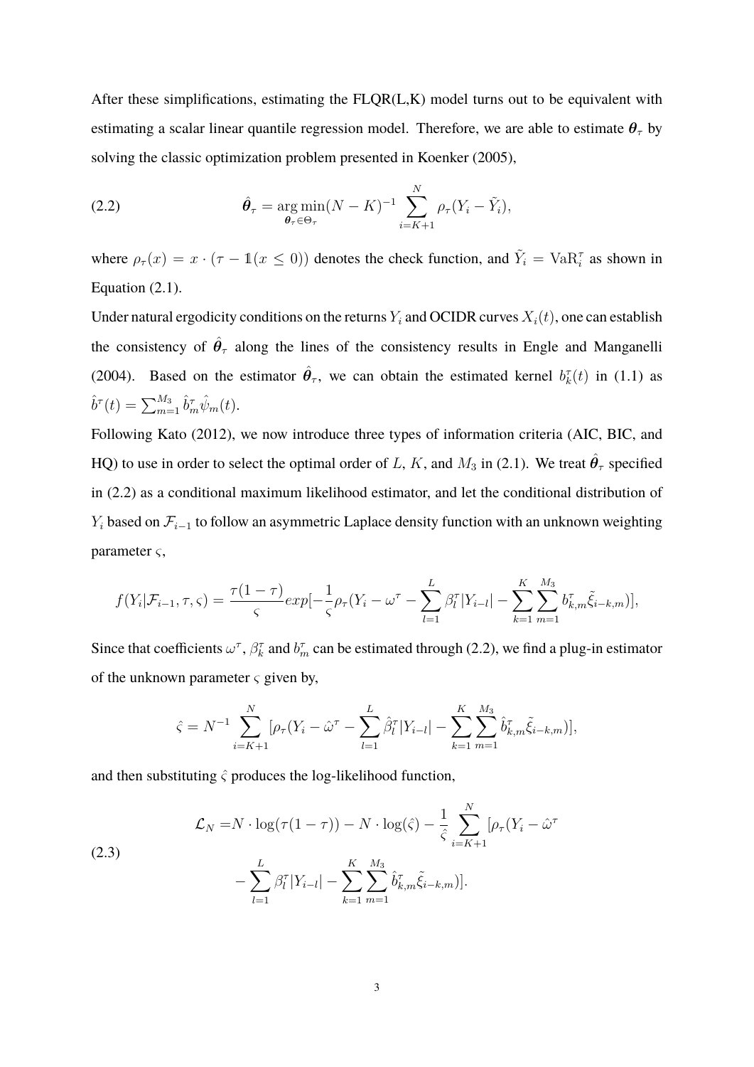After these simplifications, estimating the FLQR(L,K) model turns out to be equivalent with estimating a scalar linear quantile regression model. Therefore, we are able to estimate $\boldsymbol{\theta}_\tau$ by solving the classic optimization problem presented in Koenker (2005),

$$
\hat{\boldsymbol{\theta}}_\tau = \underset{\boldsymbol{\theta}_\tau \in \Theta_\tau}{\arg\min} (N-K)^{-1} \sum_{i=K+1}^{N} \rho_\tau (Y_i - \tilde{Y}_i), \tag{2.2}
$$

where $\rho_\tau(x) = x \cdot (\tau - \mathbb{1}(x \leq 0))$ denotes the check function, and $\tilde{Y}_i = \mathrm{VaR}_i^\tau$ as shown in Equation (2.1).

Under natural ergodicity conditions on the returns $Y_i$ and OCIDR curves $X_i(t)$, one can establish the consistency of $\hat{\boldsymbol{\theta}}_\tau$ along the lines of the consistency results in Engle and Manganelli (2004). Based on the estimator $\hat{\boldsymbol{\theta}}_\tau$, we can obtain the estimated kernel $b_k^\tau(t)$ in (1.1) as $\hat{b}^\tau(t) = \sum_{m=1}^{M_3} \hat{b}_m^\tau \hat{\psi}_m(t)$.

Following Kato (2012), we now introduce three types of information criteria (AIC, BIC, and HQ) to use in order to select the optimal order of $L$, $K$, and $M_3$ in (2.1). We treat $\hat{\theta}_\tau$ specified in (2.2) as a conditional maximum likelihood estimator, and let the conditional distribution of $Y_i$ based on $\mathcal{F}_{i-1}$ to follow an asymmetric Laplace density function with an unknown weighting parameter $\varsigma$,

$$
f(Y_i|\mathcal{F}_{i-1}, \tau, \varsigma) = \frac{\tau(1-\tau)}{\varsigma} exp[-\frac{1}{\varsigma}\rho_\tau(Y_i - \omega^\tau - \sum_{l=1}^{L} \beta_l^\tau |Y_{i-l}| - \sum_{k=1}^{K}\sum_{m=1}^{M_3} b_{k,m}^\tau \tilde{\xi}_{i-k,m})],
$$

Since that coefficients $\omega^\tau$, $\beta_k^\tau$ and $b_m^\tau$ can be estimated through (2.2), we find a plug-in estimator of the unknown parameter $\varsigma$ given by,

$$
\hat{\varsigma} = N^{-1} \sum_{i=K+1}^{N} [\rho_\tau(Y_i - \hat{\omega}^\tau - \sum_{l=1}^{L} \hat{\beta}_l^\tau |Y_{i-l}| - \sum_{k=1}^{K}\sum_{m=1}^{M_3} \hat{b}_{k,m}^\tau \tilde{\xi}_{i-k,m})],
$$

and then substituting $\hat{\varsigma}$ produces the log-likelihood function,

$$
\begin{aligned}
\mathcal{L}_N =& N \cdot \log(\tau(1-\tau)) - N \cdot \log(\hat{\varsigma}) - \frac{1}{\hat{\varsigma}} \sum_{i=K+1}^{N} [\rho_\tau(Y_i - \hat{\omega}^\tau \\
& - \sum_{l=1}^{L} \beta_l^\tau |Y_{i-l}| - \sum_{k=1}^{K}\sum_{m=1}^{M_3} \hat{b}_{k,m}^\tau \tilde{\xi}_{i-k,m})].
\end{aligned} \tag{2.3}
$$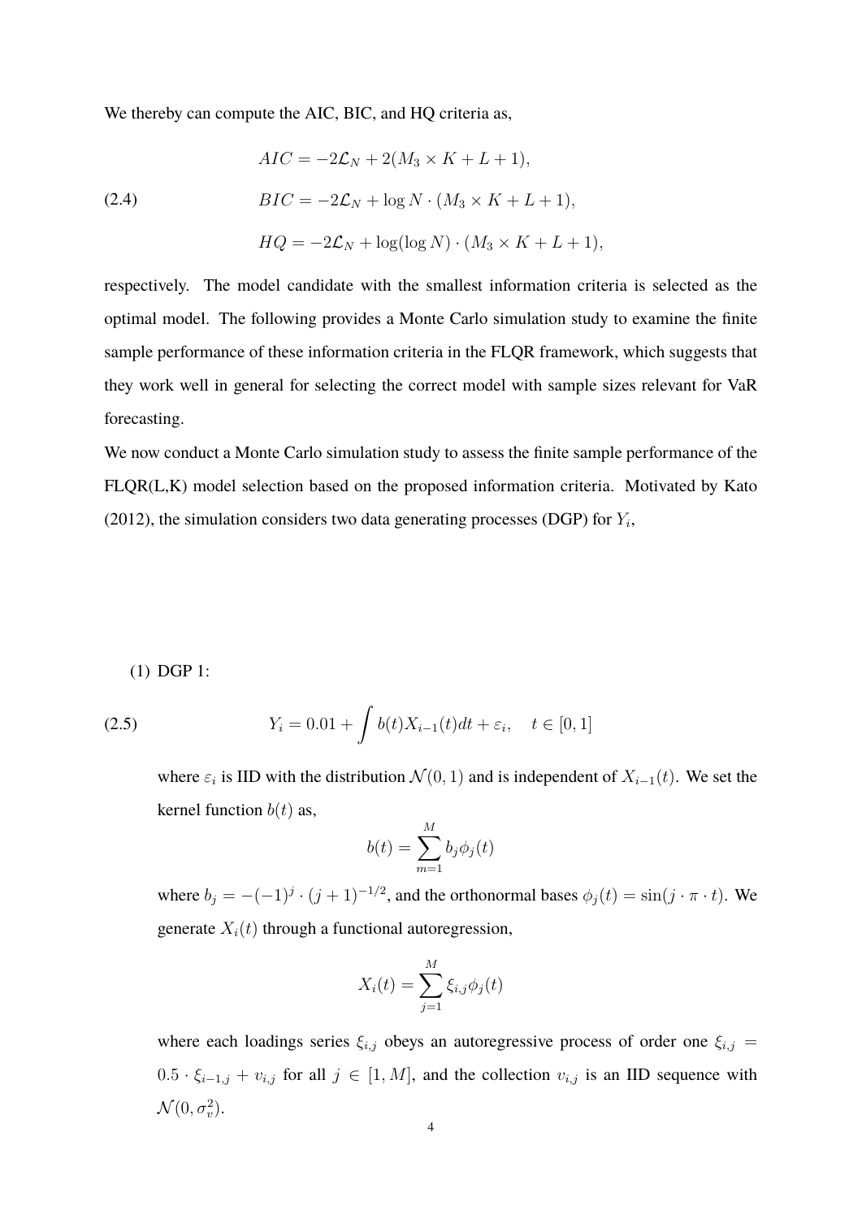We thereby can compute the AIC, BIC, and HQ criteria as,

$$
\begin{aligned}
AIC &= -2\mathcal{L}_N + 2(M_3 \times K + L + 1), \\
BIC &= -2\mathcal{L}_N + \log N \cdot (M_3 \times K + L + 1), \qquad (2.4) \\
HQ &= -2\mathcal{L}_N + \log(\log N) \cdot (M_3 \times K + L + 1),
\end{aligned}
$$

respectively. The model candidate with the smallest information criteria is selected as the optimal model. The following provides a Monte Carlo simulation study to examine the finite sample performance of these information criteria in the FLQR framework, which suggests that they work well in general for selecting the correct model with sample sizes relevant for VaR forecasting.

We now conduct a Monte Carlo simulation study to assess the finite sample performance of the FLQR(L,K) model selection based on the proposed information criteria. Motivated by Kato (2012), the simulation considers two data generating processes (DGP) for $Y_i$,

(1) DGP 1:

$$
Y_i = 0.01 + \int b(t) X_{i-1}(t) dt + \varepsilon_i, \quad t \in [0, 1] \qquad (2.5)
$$

where $\varepsilon_i$ is IID with the distribution $\mathcal{N}(0, 1)$ and is independent of $X_{i-1}(t)$. We set the kernel function $b(t)$ as,

$$
b(t) = \sum_{m=1}^{M} b_j \phi_j(t)
$$

where $b_j = -(-1)^j \cdot (j+1)^{-1/2}$, and the orthonormal bases $\phi_j(t) = \sin(j \cdot \pi \cdot t)$. We generate $X_i(t)$ through a functional autoregression,

$$
X_i(t) = \sum_{j=1}^{M} \xi_{i,j} \phi_j(t)
$$

where each loadings series $\xi_{i,j}$ obeys an autoregressive process of order one $\xi_{i,j} = 0.5 \cdot \xi_{i-1,j} + v_{i,j}$ for all $j \in [1, M]$, and the collection $v_{i,j}$ is an IID sequence with $\mathcal{N}(0, \sigma_v^2)$.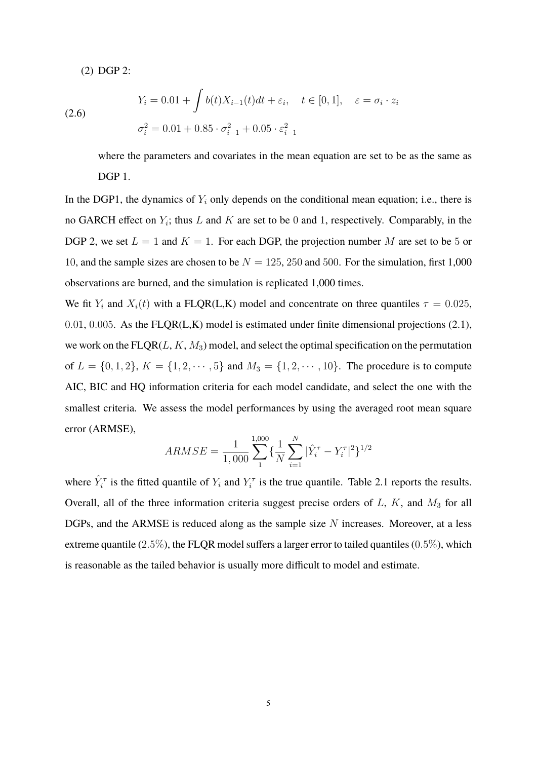(2) DGP 2:

$$
\begin{aligned}
&Y_i = 0.01 + \int b(t)X_{i-1}(t)dt + \varepsilon_i, \quad t \in [0,1], \quad \varepsilon = \sigma_i \cdot z_i \\
&\sigma_i^2 = 0.01 + 0.85 \cdot \sigma_{i-1}^2 + 0.05 \cdot \varepsilon_{i-1}^2
\end{aligned} \tag{2.6}
$$

where the parameters and covariates in the mean equation are set to be as the same as DGP 1.

In the DGP1, the dynamics of $Y_i$ only depends on the conditional mean equation; i.e., there is no GARCH effect on $Y_i$; thus $L$ and $K$ are set to be $0$ and $1$, respectively. Comparably, in the DGP 2, we set $L = 1$ and $K = 1$. For each DGP, the projection number $M$ are set to be $5$ or $10$, and the sample sizes are chosen to be $N = 125$, $250$ and $500$. For the simulation, first 1,000 observations are burned, and the simulation is replicated 1,000 times.

We fit $Y_i$ and $X_i(t)$ with a FLQR(L,K) model and concentrate on three quantiles $\tau = 0.025$, $0.01$, $0.005$. As the FLQR(L,K) model is estimated under finite dimensional projections (2.1), we work on the FLQR($L$, $K$, $M_3$) model, and select the optimal specification on the permutation of $L = \{0, 1, 2\}$, $K = \{1, 2, \cdots, 5\}$ and $M_3 = \{1, 2, \cdots, 10\}$. The procedure is to compute AIC, BIC and HQ information criteria for each model candidate, and select the one with the smallest criteria. We assess the model performances by using the averaged root mean square error (ARMSE),

$$
ARMSE = \frac{1}{1,000}\sum_{1}^{1,000}\{\frac{1}{N}\sum_{i=1}^{N}|\hat{Y}_i^\tau - Y_i^\tau|^2\}^{1/2}
$$

where $\hat{Y}_i^\tau$ is the fitted quantile of $Y_i$ and $Y_i^\tau$ is the true quantile. Table 2.1 reports the results. Overall, all of the three information criteria suggest precise orders of $L$, $K$, and $M_3$ for all DGPs, and the ARMSE is reduced along as the sample size $N$ increases. Moreover, at a less extreme quantile ($2.5\%$), the FLQR model suffers a larger error to tailed quantiles ($0.5\%$), which is reasonable as the tailed behavior is usually more difficult to model and estimate.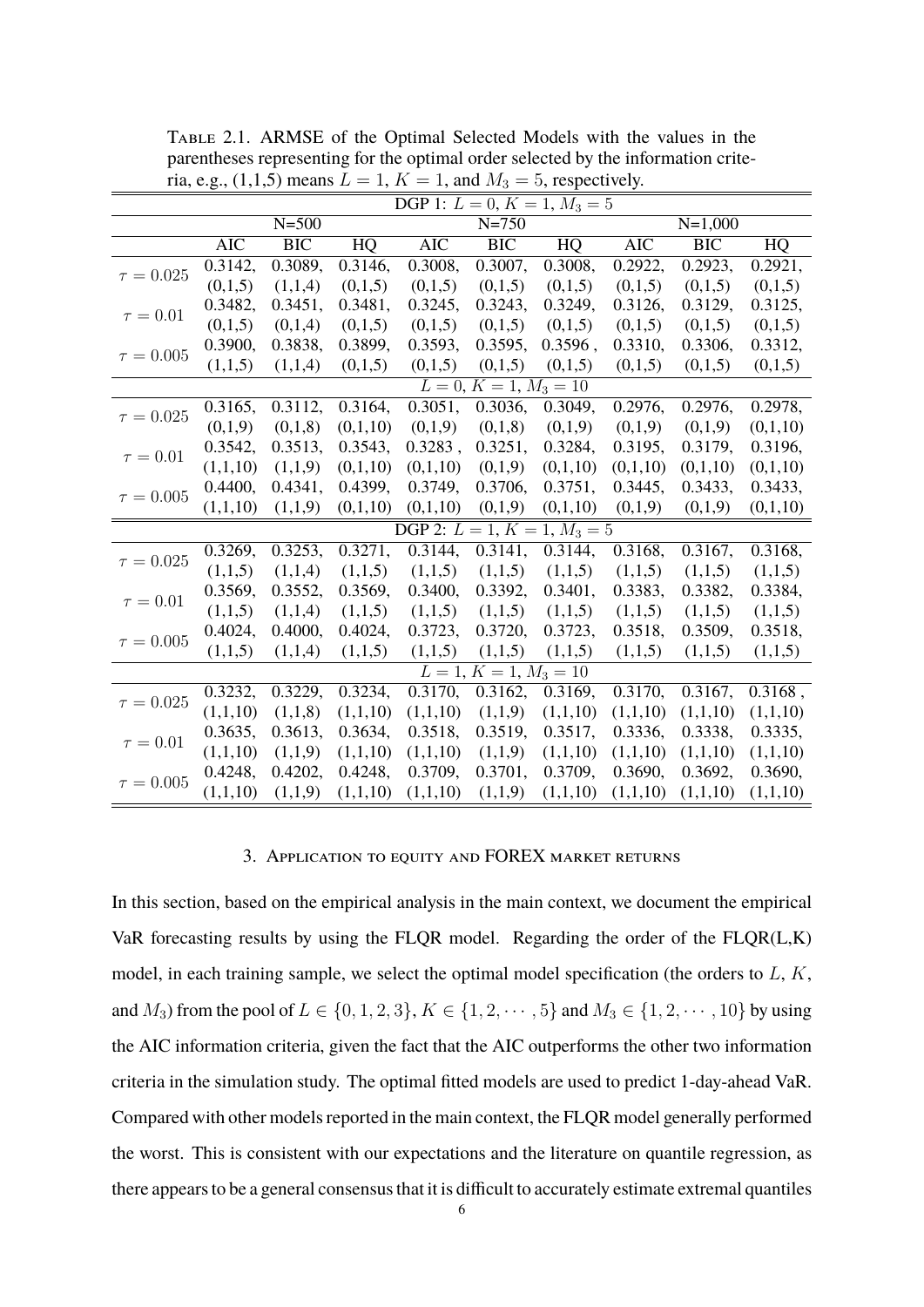Table 2.1. ARMSE of the Optimal Selected Models with the values in the parentheses representing for the optimal order selected by the information criteria, e.g., (1,1,5) means $L = 1$, $K = 1$, and $M_3 = 5$, respectively.

| | DGP 1: $L = 0$, $K = 1$, $M_3 = 5$ | | | | | | | | |
|---|---|---|---|---|---|---|---|---|---|
| | N=500 | | | N=750 | | | N=1,000 | | |
| | AIC | BIC | HQ | AIC | BIC | HQ | AIC | BIC | HQ |
| $\tau = 0.025$ | 0.3142, (0,1,5) | 0.3089, (1,1,4) | 0.3146, (0,1,5) | 0.3008, (0,1,5) | 0.3007, (0,1,5) | 0.3008, (0,1,5) | 0.2922, (0,1,5) | 0.2923, (0,1,5) | 0.2921, (0,1,5) |
| $\tau = 0.01$ | 0.3482, (0,1,5) | 0.3451, (0,1,4) | 0.3481, (0,1,5) | 0.3245, (0,1,5) | 0.3243, (0,1,5) | 0.3249, (0,1,5) | 0.3126, (0,1,5) | 0.3129, (0,1,5) | 0.3125, (0,1,5) |
| $\tau = 0.005$ | 0.3900, (1,1,5) | 0.3838, (1,1,4) | 0.3899, (0,1,5) | 0.3593, (0,1,5) | 0.3595, (0,1,5) | 0.3596 , (0,1,5) | 0.3310, (0,1,5) | 0.3306, (0,1,5) | 0.3312, (0,1,5) |
| | $L = 0$, $K = 1$, $M_3 = 10$ | | | | | | | | |
| $\tau = 0.025$ | 0.3165, (0,1,9) | 0.3112, (0,1,8) | 0.3164, (0,1,10) | 0.3051, (0,1,9) | 0.3036, (0,1,8) | 0.3049, (0,1,9) | 0.2976, (0,1,9) | 0.2976, (0,1,9) | 0.2978, (0,1,10) |
| $\tau = 0.01$ | 0.3542, (1,1,10) | 0.3513, (1,1,9) | 0.3543, (0,1,10) | 0.3283 , (0,1,10) | 0.3251, (0,1,9) | 0.3284, (0,1,10) | 0.3195, (0,1,10) | 0.3179, (0,1,10) | 0.3196, (0,1,10) |
| $\tau = 0.005$ | 0.4400, (1,1,10) | 0.4341, (1,1,9) | 0.4399, (0,1,10) | 0.3749, (0,1,10) | 0.3706, (0,1,9) | 0.3751, (0,1,10) | 0.3445, (0,1,9) | 0.3433, (0,1,9) | 0.3433, (0,1,10) |
| | DGP 2: $L = 1$, $K = 1$, $M_3 = 5$ | | | | | | | | |
| $\tau = 0.025$ | 0.3269, (1,1,5) | 0.3253, (1,1,4) | 0.3271, (1,1,5) | 0.3144, (1,1,5) | 0.3141, (1,1,5) | 0.3144, (1,1,5) | 0.3168, (1,1,5) | 0.3167, (1,1,5) | 0.3168, (1,1,5) |
| $\tau = 0.01$ | 0.3569, (1,1,5) | 0.3552, (1,1,4) | 0.3569, (1,1,5) | 0.3400, (1,1,5) | 0.3392, (1,1,5) | 0.3401, (1,1,5) | 0.3383, (1,1,5) | 0.3382, (1,1,5) | 0.3384, (1,1,5) |
| $\tau = 0.005$ | 0.4024, (1,1,5) | 0.4000, (1,1,4) | 0.4024, (1,1,5) | 0.3723, (1,1,5) | 0.3720, (1,1,5) | 0.3723, (1,1,5) | 0.3518, (1,1,5) | 0.3509, (1,1,5) | 0.3518, (1,1,5) |
| | $L = 1$, $K = 1$, $M_3 = 10$ | | | | | | | | |
| $\tau = 0.025$ | 0.3232, (1,1,10) | 0.3229, (1,1,8) | 0.3234, (1,1,10) | 0.3170, (1,1,10) | 0.3162, (1,1,9) | 0.3169, (1,1,10) | 0.3170, (1,1,10) | 0.3167, (1,1,10) | 0.3168 , (1,1,10) |
| $\tau = 0.01$ | 0.3635, (1,1,10) | 0.3613, (1,1,9) | 0.3634, (1,1,10) | 0.3518, (1,1,10) | 0.3519, (1,1,9) | 0.3517, (1,1,10) | 0.3336, (1,1,10) | 0.3338, (1,1,10) | 0.3335, (1,1,10) |
| $\tau = 0.005$ | 0.4248, (1,1,10) | 0.4202, (1,1,9) | 0.4248, (1,1,10) | 0.3709, (1,1,10) | 0.3701, (1,1,9) | 0.3709, (1,1,10) | 0.3690, (1,1,10) | 0.3692, (1,1,10) | 0.3690, (1,1,10) |

## 3. Application to equity and FOREX market returns

In this section, based on the empirical analysis in the main context, we document the empirical VaR forecasting results by using the FLQR model. Regarding the order of the FLQR(L,K) model, in each training sample, we select the optimal model specification (the orders to $L$, $K$, and $M_3$) from the pool of $L \in \{0, 1, 2, 3\}$, $K \in \{1, 2, \cdots, 5\}$ and $M_3 \in \{1, 2, \cdots, 10\}$ by using the AIC information criteria, given the fact that the AIC outperforms the other two information criteria in the simulation study. The optimal fitted models are used to predict 1-day-ahead VaR. Compared with other models reported in the main context, the FLQR model generally performed the worst. This is consistent with our expectations and the literature on quantile regression, as there appears to be a general consensus that it is difficult to accurately estimate extremal quantiles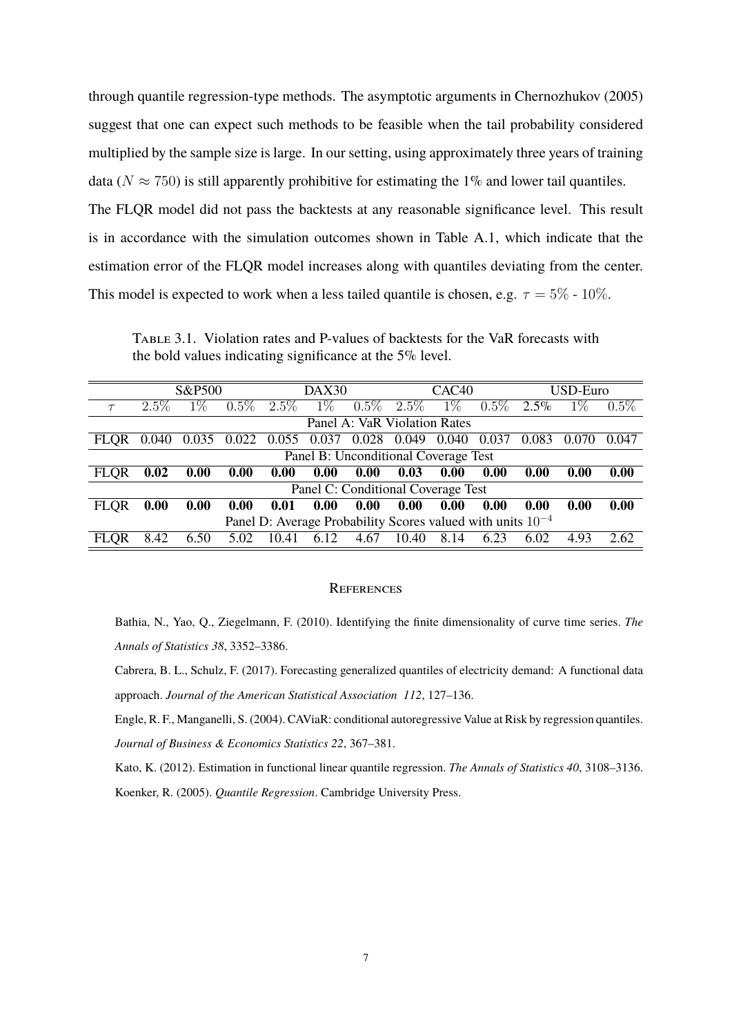through quantile regression-type methods. The asymptotic arguments in Chernozhukov (2005) suggest that one can expect such methods to be feasible when the tail probability considered multiplied by the sample size is large. In our setting, using approximately three years of training data ($N \approx 750$) is still apparently prohibitive for estimating the 1% and lower tail quantiles.

The FLQR model did not pass the backtests at any reasonable significance level. This result is in accordance with the simulation outcomes shown in Table A.1, which indicate that the estimation error of the FLQR model increases along with quantiles deviating from the center. This model is expected to work when a less tailed quantile is chosen, e.g. $\tau = 5\%$ - $10\%$.

Table 3.1. Violation rates and P-values of backtests for the VaR forecasts with the bold values indicating significance at the 5% level.

| | S&P500 | | | DAX30 | | | CAC40 | | | USD-Euro | | |
|---|---|---|---|---|---|---|---|---|---|---|---|---|
| $\tau$ | 2.5% | 1% | 0.5% | 2.5% | 1% | 0.5% | 2.5% | 1% | 0.5% | 2.5% | 1% | 0.5% |
| | Panel A: VaR Violation Rates | | | | | | | | | | | |
| FLQR | 0.040 | 0.035 | 0.022 | 0.055 | 0.037 | 0.028 | 0.049 | 0.040 | 0.037 | 0.083 | 0.070 | 0.047 |
| | Panel B: Unconditional Coverage Test | | | | | | | | | | | |
| FLQR | **0.02** | **0.00** | **0.00** | **0.00** | **0.00** | **0.00** | **0.03** | **0.00** | **0.00** | **0.00** | **0.00** | **0.00** |
| | Panel C: Conditional Coverage Test | | | | | | | | | | | |
| FLQR | **0.00** | **0.00** | **0.00** | **0.01** | **0.00** | **0.00** | **0.00** | **0.00** | **0.00** | **0.00** | **0.00** | **0.00** |
| | Panel D: Average Probability Scores valued with units $10^{-4}$ | | | | | | | | | | | |
| FLQR | 8.42 | 6.50 | 5.02 | 10.41 | 6.12 | 4.67 | 10.40 | 8.14 | 6.23 | 6.02 | 4.93 | 2.62 |

## References

Bathia, N., Yao, Q., Ziegelmann, F. (2010). Identifying the finite dimensionality of curve time series. *The Annals of Statistics 38*, 3352–3386.

Cabrera, B. L., Schulz, F. (2017). Forecasting generalized quantiles of electricity demand: A functional data approach. *Journal of the American Statistical Association 112*, 127–136.

Engle, R. F., Manganelli, S. (2004). CAViaR: conditional autoregressive Value at Risk by regression quantiles. *Journal of Business & Economics Statistics 22*, 367–381.

Kato, K. (2012). Estimation in functional linear quantile regression. *The Annals of Statistics 40*, 3108–3136.

Koenker, R. (2005). *Quantile Regression*. Cambridge University Press.